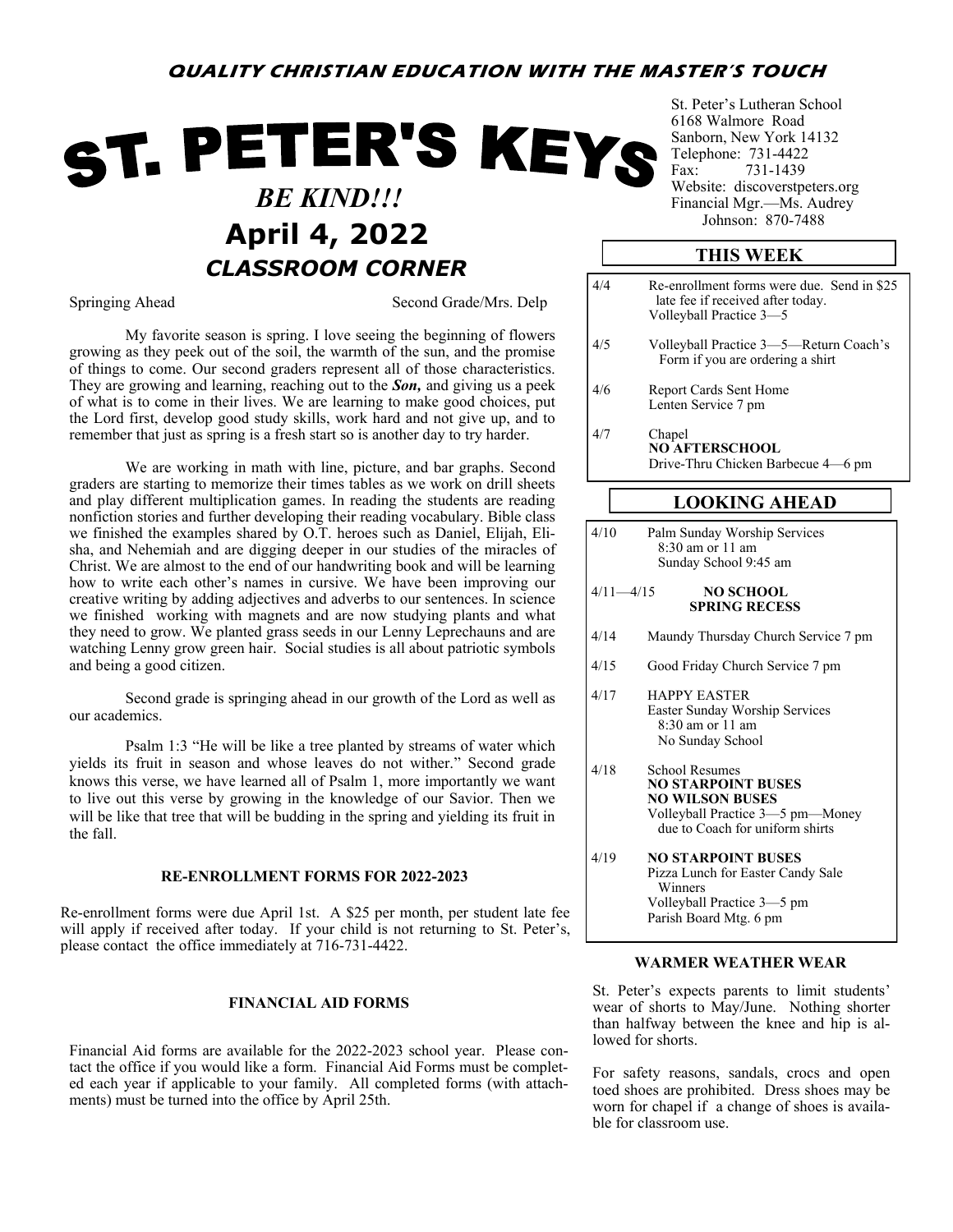**QUALITY CHRISTIAN EDUCATION WITH THE MASTER'S TOUCH**

# ST. PETER'S KEYS

***BE KIND!!!***

## April 4, 2022

St. Peter's Lutheran School
6168 Walmore Road
Sanborn, New York 14132
Telephone: 731-4422
Fax: 731-1439
Website: discoverstpeters.org
Financial Mgr.—Ms. Audrey Johnson: 870-7488

## *CLASSROOM CORNER*

Springing Ahead — Second Grade/Mrs. Delp

My favorite season is spring. I love seeing the beginning of flowers growing as they peek out of the soil, the warmth of the sun, and the promise of things to come. Our second graders represent all of those characteristics. They are growing and learning, reaching out to the ***Son,*** and giving us a peek of what is to come in their lives. We are learning to make good choices, put the Lord first, develop good study skills, work hard and not give up, and to remember that just as spring is a fresh start so is another day to try harder.

We are working in math with line, picture, and bar graphs. Second graders are starting to memorize their times tables as we work on drill sheets and play different multiplication games. In reading the students are reading nonfiction stories and further developing their reading vocabulary. Bible class we finished the examples shared by O.T. heroes such as Daniel, Elijah, Elisha, and Nehemiah and are digging deeper in our studies of the miracles of Christ. We are almost to the end of our handwriting book and will be learning how to write each other's names in cursive. We have been improving our creative writing by adding adjectives and adverbs to our sentences. In science we finished working with magnets and are now studying plants and what they need to grow. We planted grass seeds in our Lenny Leprechauns and are watching Lenny grow green hair. Social studies is all about patriotic symbols and being a good citizen.

Second grade is springing ahead in our growth of the Lord as well as our academics.

Psalm 1:3 "He will be like a tree planted by streams of water which yields its fruit in season and whose leaves do not wither." Second grade knows this verse, we have learned all of Psalm 1, more importantly we want to live out this verse by growing in the knowledge of our Savior. Then we will be like that tree that will be budding in the spring and yielding its fruit in the fall.

### RE-ENROLLMENT FORMS FOR 2022-2023

Re-enrollment forms were due April 1st. A $25 per month, per student late fee will apply if received after today. If your child is not returning to St. Peter's, please contact the office immediately at 716-731-4422.

### FINANCIAL AID FORMS

Financial Aid forms are available for the 2022-2023 school year. Please contact the office if you would like a form. Financial Aid Forms must be completed each year if applicable to your family. All completed forms (with attachments) must be turned into the office by April 25th.

### THIS WEEK

| Date | Event |
|---|---|
| 4/4 | Re-enrollment forms were due. Send in $25 late fee if received after today. Volleyball Practice 3—5 |
| 4/5 | Volleyball Practice 3—5—Return Coach's Form if you are ordering a shirt |
| 4/6 | Report Cards Sent Home<br>Lenten Service 7 pm |
| 4/7 | Chapel<br>**NO AFTERSCHOOL**<br>Drive-Thru Chicken Barbecue 4—6 pm |

### LOOKING AHEAD

| Date | Event |
|---|---|
| 4/10 | Palm Sunday Worship Services 8:30 am or 11 am<br>Sunday School 9:45 am |
| 4/11—4/15 | **NO SCHOOL SPRING RECESS** |
| 4/14 | Maundy Thursday Church Service 7 pm |
| 4/15 | Good Friday Church Service 7 pm |
| 4/17 | HAPPY EASTER<br>Easter Sunday Worship Services 8:30 am or 11 am<br>No Sunday School |
| 4/18 | School Resumes<br>**NO STARPOINT BUSES**<br>**NO WILSON BUSES**<br>Volleyball Practice 3—5 pm—Money due to Coach for uniform shirts |
| 4/19 | **NO STARPOINT BUSES**<br>Pizza Lunch for Easter Candy Sale Winners<br>Volleyball Practice 3—5 pm<br>Parish Board Mtg. 6 pm |

### WARMER WEATHER WEAR

St. Peter's expects parents to limit students' wear of shorts to May/June. Nothing shorter than halfway between the knee and hip is allowed for shorts.

For safety reasons, sandals, crocs and open toed shoes are prohibited. Dress shoes may be worn for chapel if a change of shoes is available for classroom use.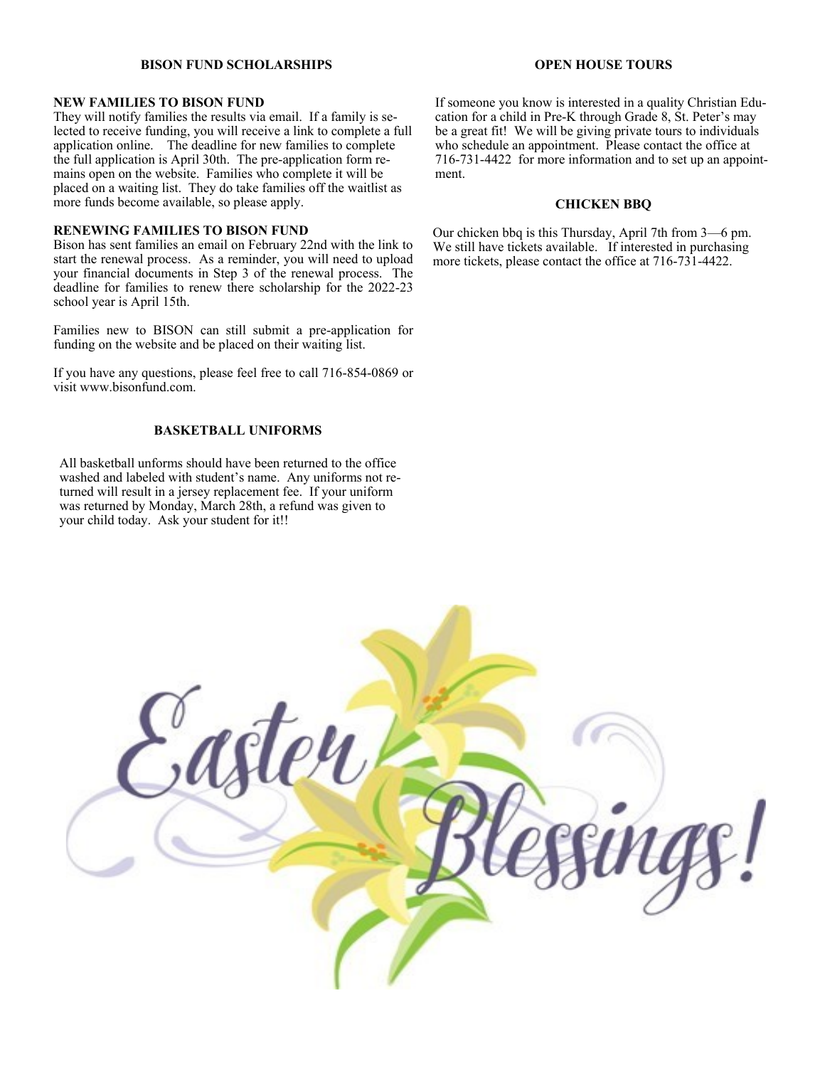## BISON FUND SCHOLARSHIPS

**NEW FAMILIES TO BISON FUND**

They will notify families the results via email. If a family is selected to receive funding, you will receive a link to complete a full application online. The deadline for new families to complete the full application is April 30th. The pre-application form remains open on the website. Families who complete it will be placed on a waiting list. They do take families off the waitlist as more funds become available, so please apply.

**RENEWING FAMILIES TO BISON FUND**

Bison has sent families an email on February 22nd with the link to start the renewal process. As a reminder, you will need to upload your financial documents in Step 3 of the renewal process. The deadline for families to renew there scholarship for the 2022-23 school year is April 15th.

Families new to BISON can still submit a pre-application for funding on the website and be placed on their waiting list.

If you have any questions, please feel free to call 716-854-0869 or visit www.bisonfund.com.

## BASKETBALL UNIFORMS

All basketball unforms should have been returned to the office washed and labeled with student's name. Any uniforms not returned will result in a jersey replacement fee. If your uniform was returned by Monday, March 28th, a refund was given to your child today. Ask your student for it!!

## OPEN HOUSE TOURS

If someone you know is interested in a quality Christian Education for a child in Pre-K through Grade 8, St. Peter's may be a great fit! We will be giving private tours to individuals who schedule an appointment. Please contact the office at 716-731-4422 for more information and to set up an appointment.

## CHICKEN BBQ

Our chicken bbq is this Thursday, April 7th from 3—6 pm. We still have tickets available. If interested in purchasing more tickets, please contact the office at 716-731-4422.

Easter Blessings!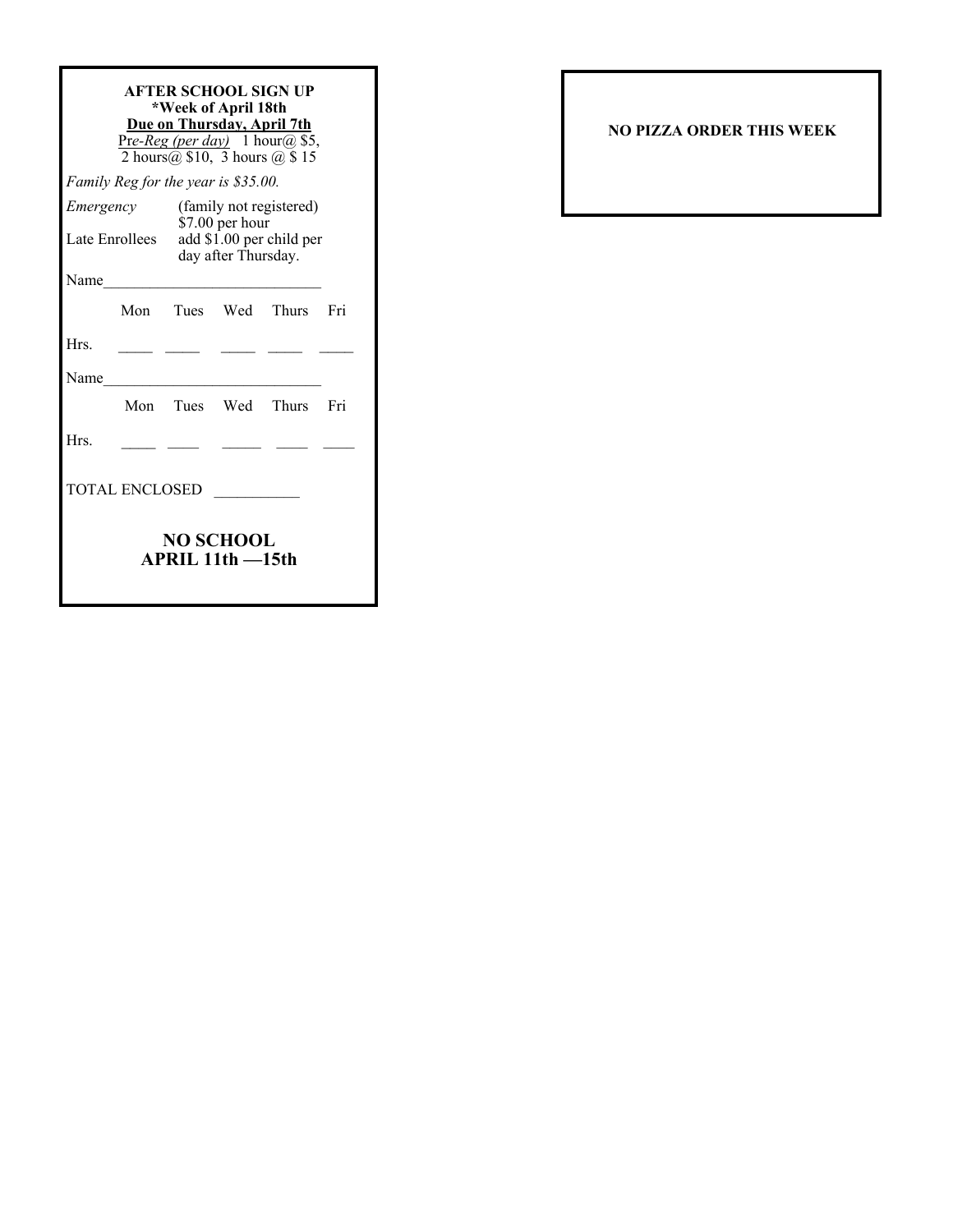**AFTER SCHOOL SIGN UP**
**\*Week of April 18th**
**<u>Due on Thursday, April 7th</u>**
<u>Pre-Reg *(per day)*</u> 1 hour@ $5, 2 hours@ $10, 3 hours @ $ 15

*Family Reg for the year is $35.00.*

*Emergency* (family not registered) $7.00 per hour

Late Enrollees add $1.00 per child per day after Thursday.

Name____________________________

| | Mon | Tues | Wed | Thurs | Fri |
|---|---|---|---|---|---|
| Hrs. | ____ | ____ | ____ | ____ | ____ |

Name____________________________

| | Mon | Tues | Wed | Thurs | Fri |
|---|---|---|---|---|---|
| Hrs. | ____ | ____ | ____ | ____ | ____ |

TOTAL ENCLOSED ___________

**NO SCHOOL**
**APRIL 11th —15th**

**NO PIZZA ORDER THIS WEEK**